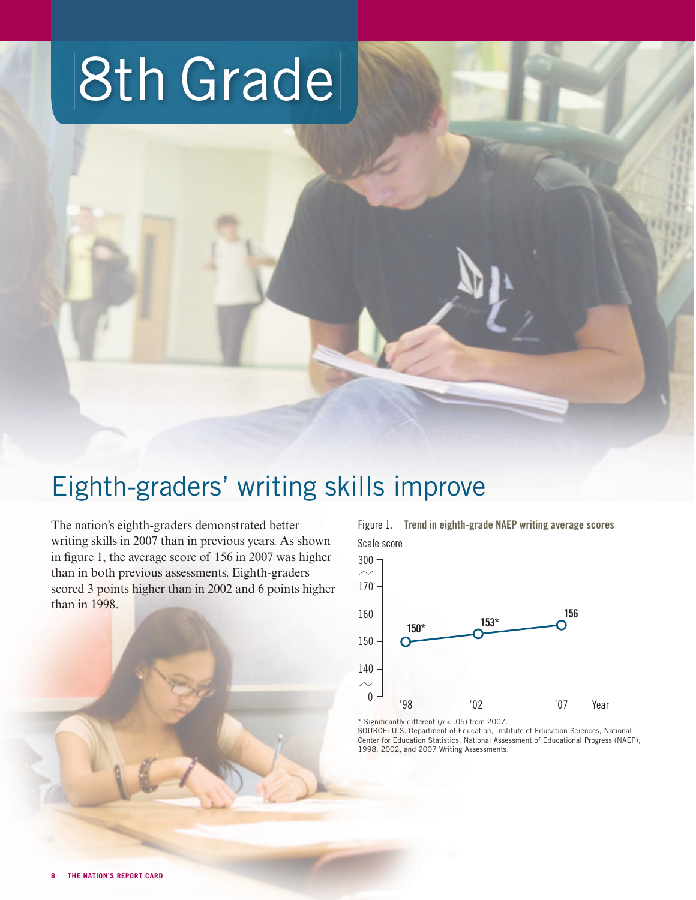# 8th Grade

## Eighth-graders' writing skills improve

The nation's eighth-graders demonstrated better writing skills in 2007 than in previous years. As shown in figure 1, the average score of 156 in 2007 was higher than in both previous assessments. Eighth-graders scored 3 points higher than in 2002 and 6 points higher than in 1998.

Figure 1. **Trend in eighth-grade NAEP writing average scores**

| Year | Scale score |
|---|---|
| '98 | 150* |
| '02 | 153* |
| '07 | 156 |

\* Significantly different ($p < .05$) from 2007.

SOURCE: U.S. Department of Education, Institute of Education Sciences, National Center for Education Statistics, National Assessment of Educational Progress (NAEP), 1998, 2002, and 2007 Writing Assessments.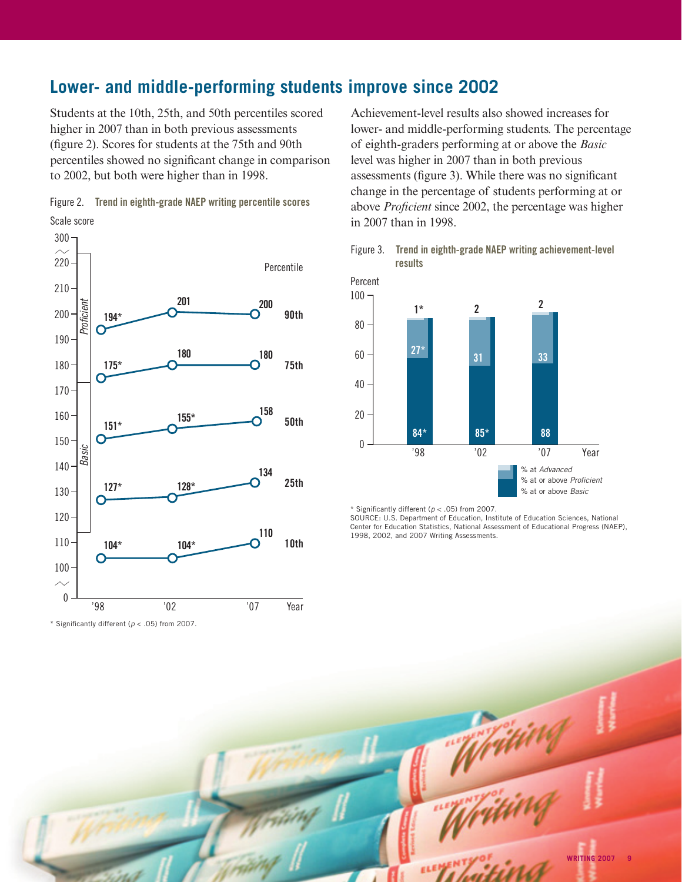## Lower- and middle-performing students improve since 2002

Students at the 10th, 25th, and 50th percentiles scored higher in 2007 than in both previous assessments (figure 2). Scores for students at the 75th and 90th percentiles showed no significant change in comparison to 2002, but both were higher than in 1998.

Figure 2. **Trend in eighth-grade NAEP writing percentile scores**

| Percentile | '98 | '02 | '07 |
|---|---|---|---|
| 90th | 194* | 201 | 200 |
| 75th | 175* | 180 | 180 |
| 50th | 151* | 155* | 158 |
| 25th | 127* | 128* | 134 |
| 10th | 104* | 104* | 110 |

\* Significantly different ($p < .05$) from 2007.

Achievement-level results also showed increases for lower- and middle-performing students. The percentage of eighth-graders performing at or above the *Basic* level was higher in 2007 than in both previous assessments (figure 3). While there was no significant change in the percentage of students performing at or above *Proficient* since 2002, the percentage was higher in 2007 than in 1998.

Figure 3. **Trend in eighth-grade NAEP writing achievement-level results**

| Year | % at *Advanced* | % at or above *Proficient* | % at or above *Basic* |
|---|---|---|---|
| '98 | 1* | 27* | 84* |
| '02 | 2 | 31 | 85* |
| '07 | 2 | 33 | 88 |

\* Significantly different ($p < .05$) from 2007.
SOURCE: U.S. Department of Education, Institute of Education Sciences, National Center for Education Statistics, National Assessment of Educational Progress (NAEP), 1998, 2002, and 2007 Writing Assessments.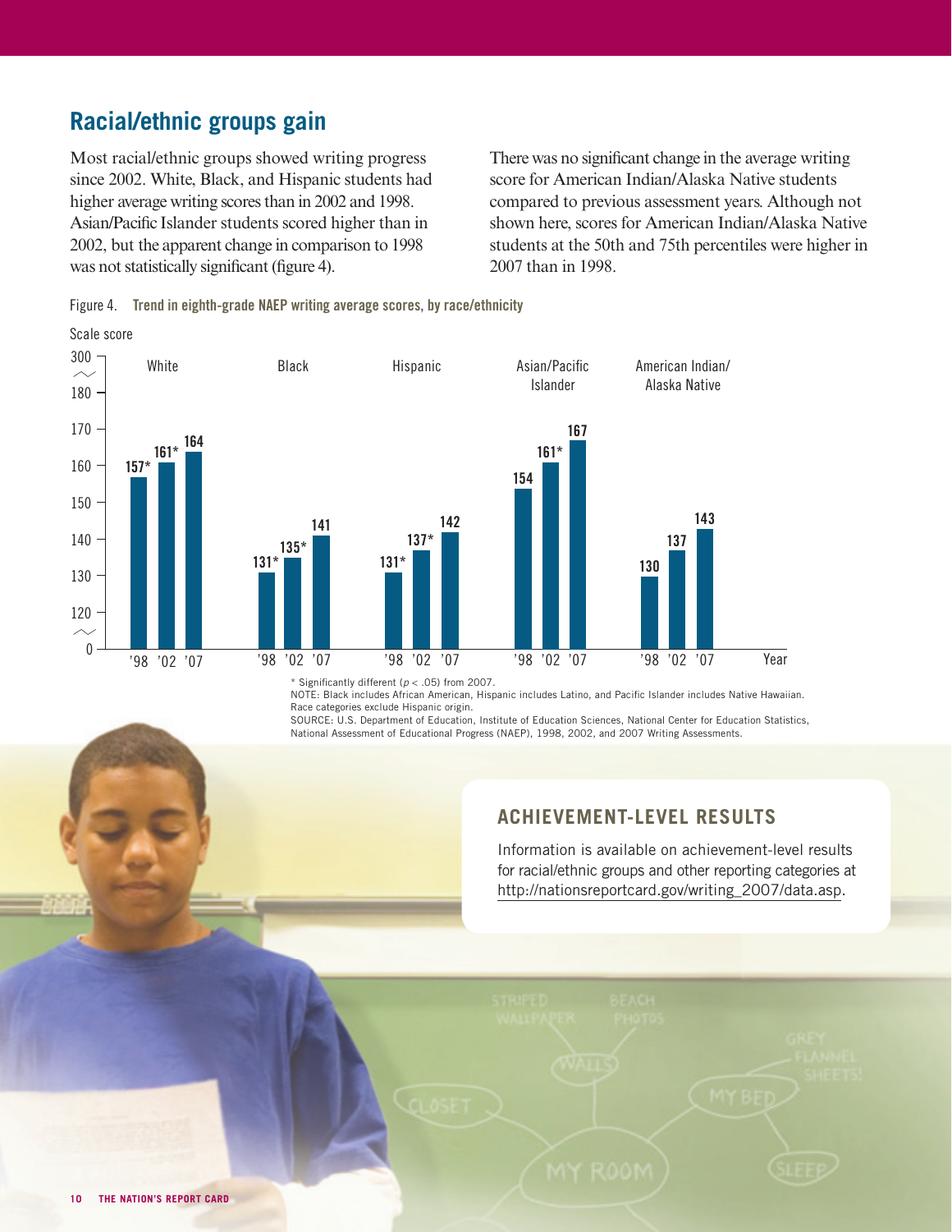## Racial/ethnic groups gain

Most racial/ethnic groups showed writing progress since 2002. White, Black, and Hispanic students had higher average writing scores than in 2002 and 1998. Asian/Pacific Islander students scored higher than in 2002, but the apparent change in comparison to 1998 was not statistically significant (figure 4).

There was no significant change in the average writing score for American Indian/Alaska Native students compared to previous assessment years. Although not shown here, scores for American Indian/Alaska Native students at the 50th and 75th percentiles were higher in 2007 than in 1998.

Figure 4. **Trend in eighth-grade NAEP writing average scores, by race/ethnicity**

| Race/ethnicity | '98 | '02 | '07 |
|---|---|---|---|
| White | 157* | 161* | 164 |
| Black | 131* | 135* | 141 |
| Hispanic | 131* | 137* | 142 |
| Asian/Pacific Islander | 154 | 161* | 167 |
| American Indian/Alaska Native | 130 | 137 | 143 |

\* Significantly different ($p < .05$) from 2007.
NOTE: Black includes African American, Hispanic includes Latino, and Pacific Islander includes Native Hawaiian. Race categories exclude Hispanic origin.
SOURCE: U.S. Department of Education, Institute of Education Sciences, National Center for Education Statistics, National Assessment of Educational Progress (NAEP), 1998, 2002, and 2007 Writing Assessments.

### ACHIEVEMENT-LEVEL RESULTS

Information is available on achievement-level results for racial/ethnic groups and other reporting categories at http://nationsreportcard.gov/writing_2007/data.asp.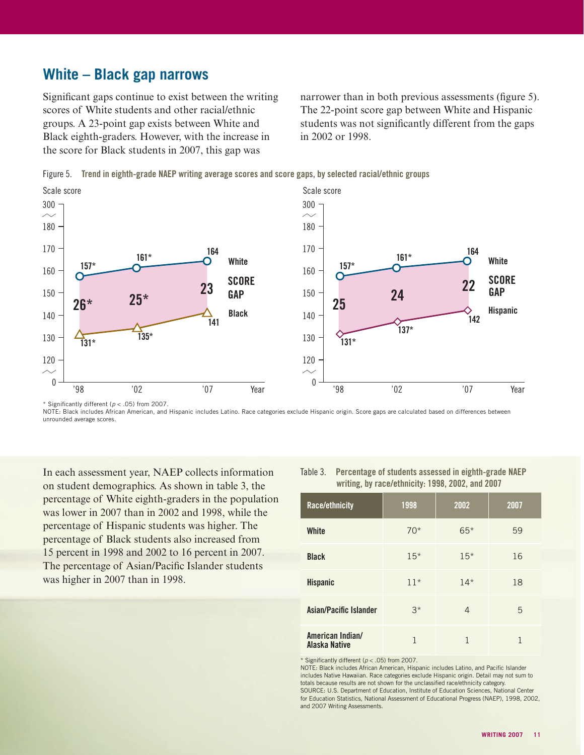## White – Black gap narrows

Significant gaps continue to exist between the writing scores of White students and other racial/ethnic groups. A 23-point gap exists between White and Black eighth-graders. However, with the increase in the score for Black students in 2007, this gap was narrower than in both previous assessments (figure 5). The 22-point score gap between White and Hispanic students was not significantly different from the gaps in 2002 or 1998.

Figure 5. **Trend in eighth-grade NAEP writing average scores and score gaps, by selected racial/ethnic groups**

| Year | White | Black | Score gap |
|---|---|---|---|
| '98 | 157* | 131* | 26* |
| '02 | 161* | 135* | 25* |
| '07 | 164 | 141 | 23 |

| Year | White | Hispanic | Score gap |
|---|---|---|---|
| '98 | 157* | 131* | 25 |
| '02 | 161* | 137* | 24 |
| '07 | 164 | 142 | 22 |

\* Significantly different ($p < .05$) from 2007.
NOTE: Black includes African American, and Hispanic includes Latino. Race categories exclude Hispanic origin. Score gaps are calculated based on differences between unrounded average scores.

In each assessment year, NAEP collects information on student demographics. As shown in table 3, the percentage of White eighth-graders in the population was lower in 2007 than in 2002 and 1998, while the percentage of Hispanic students was higher. The percentage of Black students also increased from 15 percent in 1998 and 2002 to 16 percent in 2007. The percentage of Asian/Pacific Islander students was higher in 2007 than in 1998.

Table 3. **Percentage of students assessed in eighth-grade NAEP writing, by race/ethnicity: 1998, 2002, and 2007**

| Race/ethnicity | 1998 | 2002 | 2007 |
|---|---|---|---|
| White | 70* | 65* | 59 |
| Black | 15* | 15* | 16 |
| Hispanic | 11* | 14* | 18 |
| Asian/Pacific Islander | 3* | 4 | 5 |
| American Indian/ Alaska Native | 1 | 1 | 1 |

\* Significantly different ($p < .05$) from 2007.
NOTE: Black includes African American, Hispanic includes Latino, and Pacific Islander includes Native Hawaiian. Race categories exclude Hispanic origin. Detail may not sum to totals because results are not shown for the unclassified race/ethnicity category.
SOURCE: U.S. Department of Education, Institute of Education Sciences, National Center for Education Statistics, National Assessment of Educational Progress (NAEP), 1998, 2002, and 2007 Writing Assessments.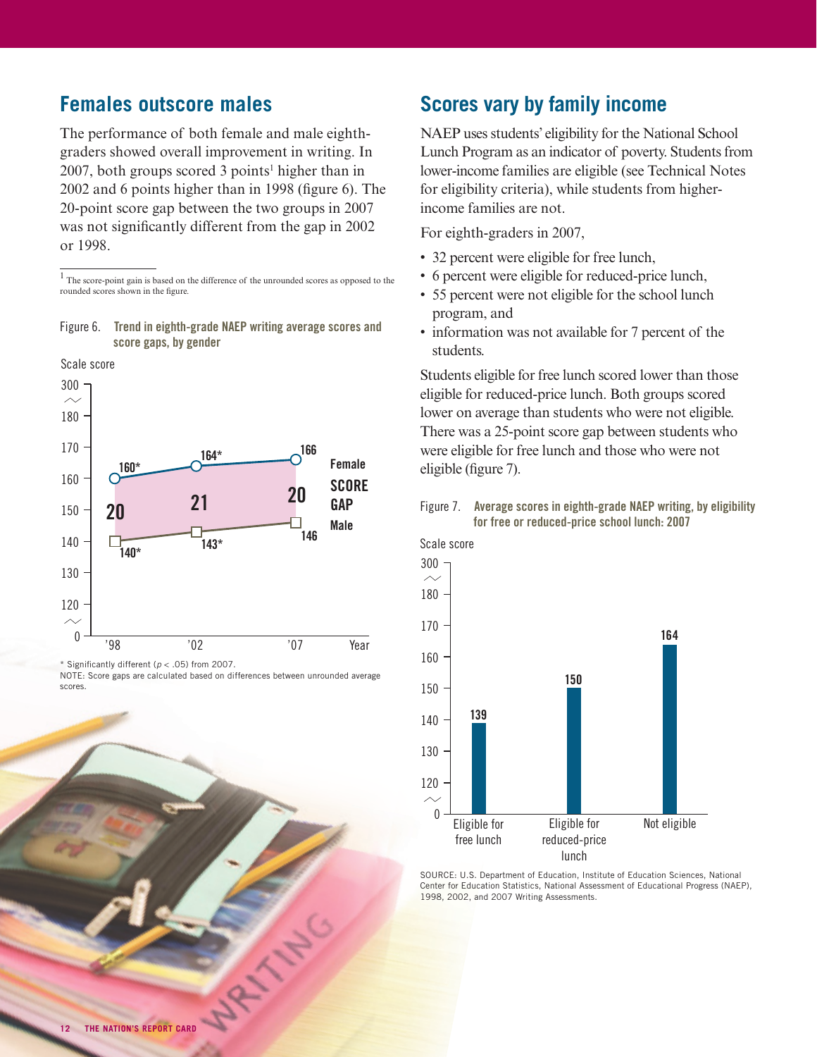## Females outscore males

The performance of both female and male eighth-graders showed overall improvement in writing. In 2007, both groups scored 3 points[1] higher than in 2002 and 6 points higher than in 1998 (figure 6). The 20-point score gap between the two groups in 2007 was not significantly different from the gap in 2002 or 1998.

[1] The score-point gain is based on the difference of the unrounded scores as opposed to the rounded scores shown in the figure.

Figure 6. **Trend in eighth-grade NAEP writing average scores and score gaps, by gender**

| Year | Female | Male | Score gap |
|---|---|---|---|
| '98 | 160* | 140* | 20 |
| '02 | 164* | 143* | 21 |
| '07 | 166 | 146 | 20 |

\* Significantly different ($p < .05$) from 2007.

NOTE: Score gaps are calculated based on differences between unrounded average scores.

## Scores vary by family income

NAEP uses students' eligibility for the National School Lunch Program as an indicator of poverty. Students from lower-income families are eligible (see Technical Notes for eligibility criteria), while students from higher-income families are not.

For eighth-graders in 2007,

- 32 percent were eligible for free lunch,
- 6 percent were eligible for reduced-price lunch,
- 55 percent were not eligible for the school lunch program, and
- information was not available for 7 percent of the students.

Students eligible for free lunch scored lower than those eligible for reduced-price lunch. Both groups scored lower on average than students who were not eligible. There was a 25-point score gap between students who were eligible for free lunch and those who were not eligible (figure 7).

Figure 7. **Average scores in eighth-grade NAEP writing, by eligibility for free or reduced-price school lunch: 2007**

| Eligibility | Scale score |
|---|---|
| Eligible for free lunch | 139 |
| Eligible for reduced-price lunch | 150 |
| Not eligible | 164 |

SOURCE: U.S. Department of Education, Institute of Education Sciences, National Center for Education Statistics, National Assessment of Educational Progress (NAEP), 1998, 2002, and 2007 Writing Assessments.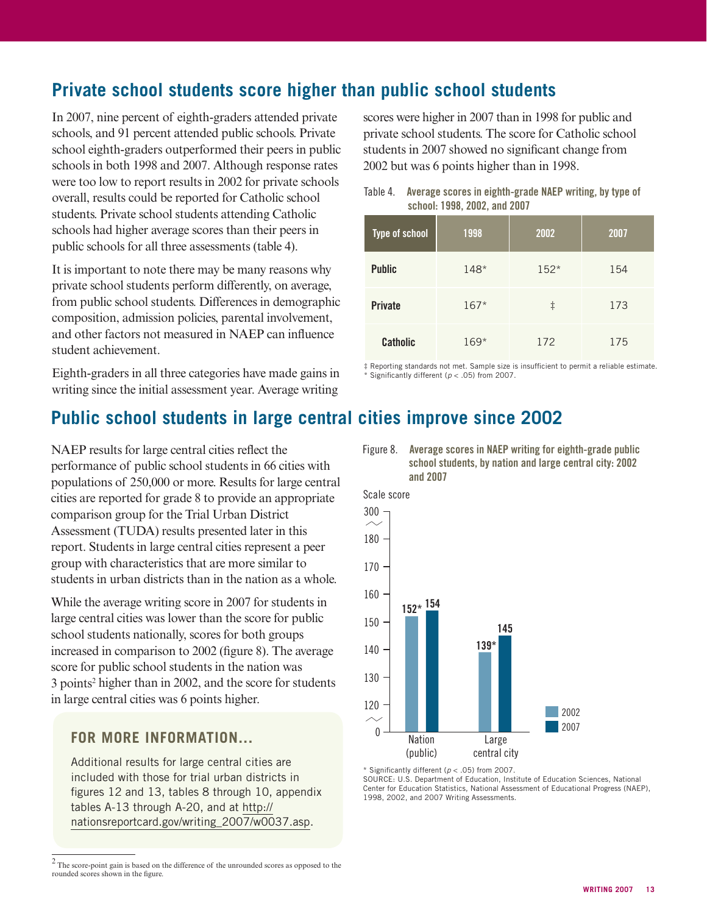## Private school students score higher than public school students

In 2007, nine percent of eighth-graders attended private schools, and 91 percent attended public schools. Private school eighth-graders outperformed their peers in public schools in both 1998 and 2007. Although response rates were too low to report results in 2002 for private schools overall, results could be reported for Catholic school students. Private school students attending Catholic schools had higher average scores than their peers in public schools for all three assessments (table 4).

It is important to note there may be many reasons why private school students perform differently, on average, from public school students. Differences in demographic composition, admission policies, parental involvement, and other factors not measured in NAEP can influence student achievement.

Eighth-graders in all three categories have made gains in writing since the initial assessment year. Average writing scores were higher in 2007 than in 1998 for public and private school students. The score for Catholic school students in 2007 showed no significant change from 2002 but was 6 points higher than in 1998.

Table 4. **Average scores in eighth-grade NAEP writing, by type of school: 1998, 2002, and 2007**

| Type of school | 1998 | 2002 | 2007 |
|---|---|---|---|
| **Public** | 148* | 152* | 154 |
| **Private** | 167* | ‡ | 173 |
| **Catholic** | 169* | 172 | 175 |

‡ Reporting standards not met. Sample size is insufficient to permit a reliable estimate.
* Significantly different ($p < .05$) from 2007.

## Public school students in large central cities improve since 2002

NAEP results for large central cities reflect the performance of public school students in 66 cities with populations of 250,000 or more. Results for large central cities are reported for grade 8 to provide an appropriate comparison group for the Trial Urban District Assessment (TUDA) results presented later in this report. Students in large central cities represent a peer group with characteristics that are more similar to students in urban districts than in the nation as a whole.

While the average writing score in 2007 for students in large central cities was lower than the score for public school students nationally, scores for both groups increased in comparison to 2002 (figure 8). The average score for public school students in the nation was 3 points[2] higher than in 2002, and the score for students in large central cities was 6 points higher.

### FOR MORE INFORMATION...

Additional results for large central cities are included with those for trial urban districts in figures 12 and 13, tables 8 through 10, appendix tables A-13 through A-20, and at http://nationsreportcard.gov/writing_2007/w0037.asp.

Figure 8. **Average scores in NAEP writing for eighth-grade public school students, by nation and large central city: 2002 and 2007**

| | 2002 | 2007 |
|---|---|---|
| Nation (public) | 152* | 154 |
| Large central city | 139* | 145 |

* Significantly different ($p < .05$) from 2007.
SOURCE: U.S. Department of Education, Institute of Education Sciences, National Center for Education Statistics, National Assessment of Educational Progress (NAEP), 1998, 2002, and 2007 Writing Assessments.

[2] The score-point gain is based on the difference of the unrounded scores as opposed to the rounded scores shown in the figure.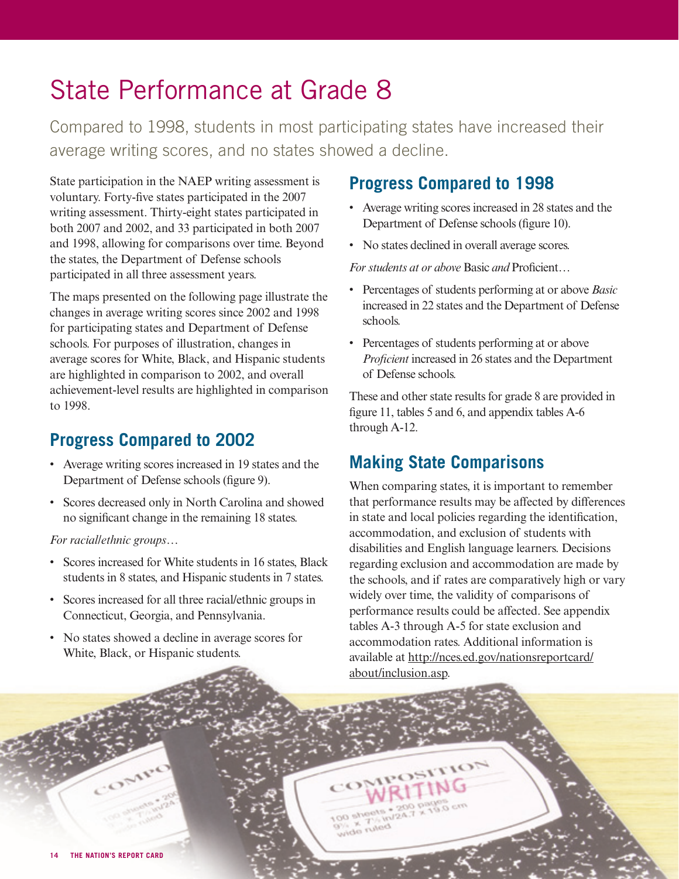# State Performance at Grade 8

Compared to 1998, students in most participating states have increased their average writing scores, and no states showed a decline.

State participation in the NAEP writing assessment is voluntary. Forty-five states participated in the 2007 writing assessment. Thirty-eight states participated in both 2007 and 2002, and 33 participated in both 2007 and 1998, allowing for comparisons over time. Beyond the states, the Department of Defense schools participated in all three assessment years.

The maps presented on the following page illustrate the changes in average writing scores since 2002 and 1998 for participating states and Department of Defense schools. For purposes of illustration, changes in average scores for White, Black, and Hispanic students are highlighted in comparison to 2002, and overall achievement-level results are highlighted in comparison to 1998.

## Progress Compared to 2002

- Average writing scores increased in 19 states and the Department of Defense schools (figure 9).
- Scores decreased only in North Carolina and showed no significant change in the remaining 18 states.

*For racial/ethnic groups…*

- Scores increased for White students in 16 states, Black students in 8 states, and Hispanic students in 7 states.
- Scores increased for all three racial/ethnic groups in Connecticut, Georgia, and Pennsylvania.
- No states showed a decline in average scores for White, Black, or Hispanic students.

## Progress Compared to 1998

- Average writing scores increased in 28 states and the Department of Defense schools (figure 10).
- No states declined in overall average scores.

*For students at or above* Basic *and* Proficient…

- Percentages of students performing at or above *Basic* increased in 22 states and the Department of Defense schools.
- Percentages of students performing at or above *Proficient* increased in 26 states and the Department of Defense schools.

These and other state results for grade 8 are provided in figure 11, tables 5 and 6, and appendix tables A-6 through A-12.

## Making State Comparisons

When comparing states, it is important to remember that performance results may be affected by differences in state and local policies regarding the identification, accommodation, and exclusion of students with disabilities and English language learners. Decisions regarding exclusion and accommodation are made by the schools, and if rates are comparatively high or vary widely over time, the validity of comparisons of performance results could be affected. See appendix tables A-3 through A-5 for state exclusion and accommodation rates. Additional information is available at http://nces.ed.gov/nationsreportcard/about/inclusion.asp.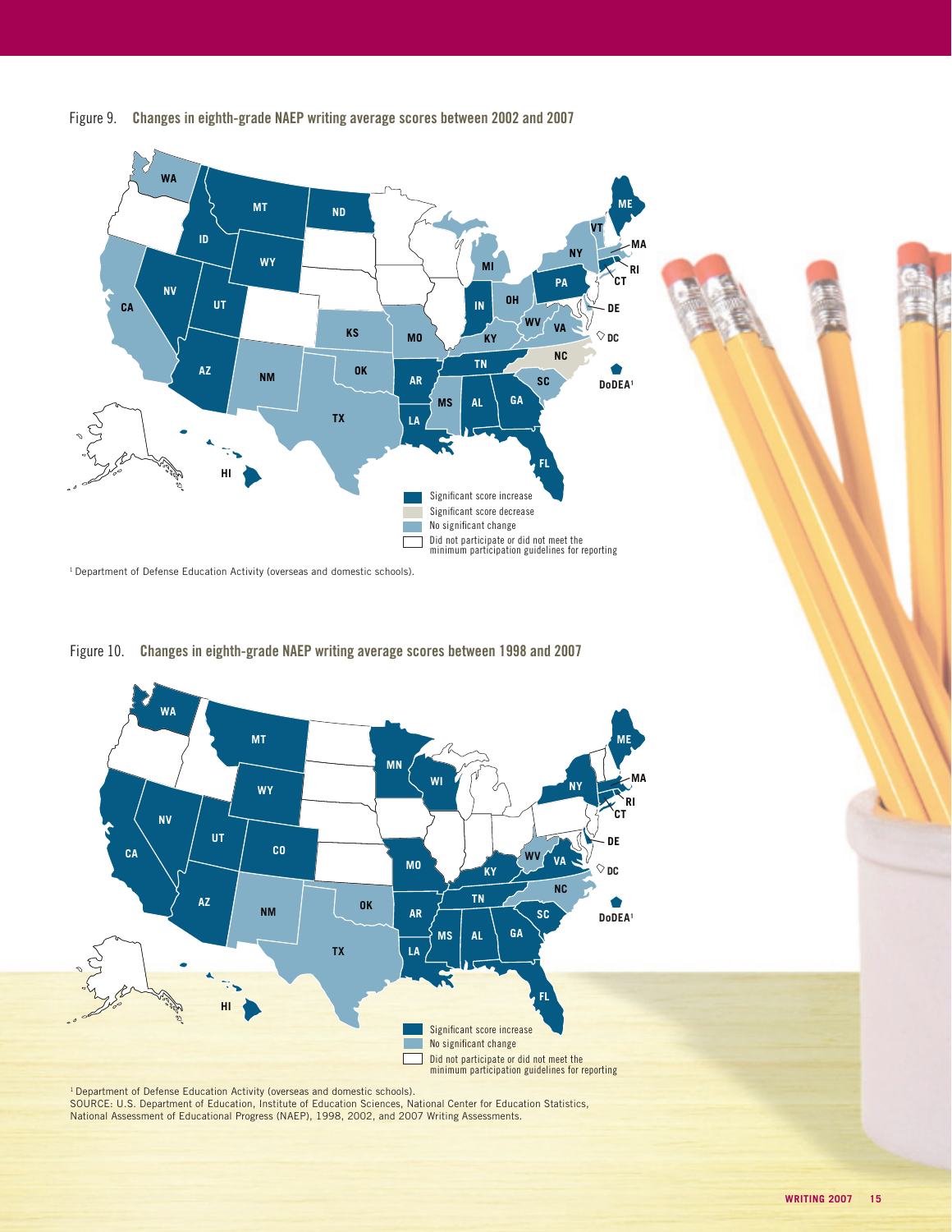Figure 9. **Changes in eighth-grade NAEP writing average scores between 2002 and 2007**

- Significant score increase
- Significant score decrease
- No significant change
- Did not participate or did not meet the minimum participation guidelines for reporting

[1] Department of Defense Education Activity (overseas and domestic schools).

Figure 10. **Changes in eighth-grade NAEP writing average scores between 1998 and 2007**

- Significant score increase
- No significant change
- Did not participate or did not meet the minimum participation guidelines for reporting

[1] Department of Defense Education Activity (overseas and domestic schools).
SOURCE: U.S. Department of Education, Institute of Education Sciences, National Center for Education Statistics, National Assessment of Educational Progress (NAEP), 1998, 2002, and 2007 Writing Assessments.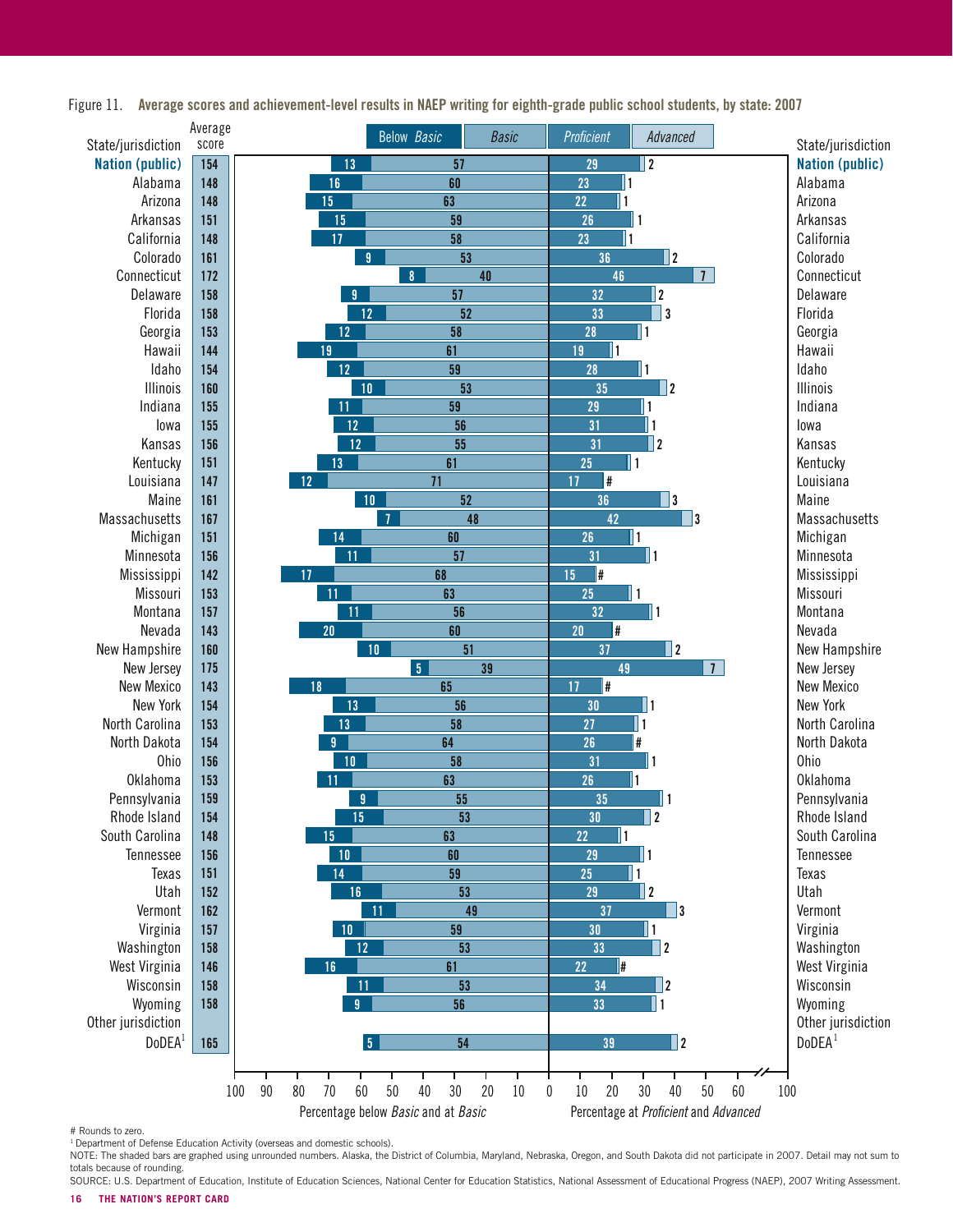Figure 11. **Average scores and achievement-level results in NAEP writing for eighth-grade public school students, by state: 2007**

| State/jurisdiction | Average score | Below *Basic* | *Basic* | *Proficient* | *Advanced* |
|---|---|---|---|---|---|
| **Nation (public)** | 154 | 13 | 57 | 29 | 2 |
| Alabama | 148 | 16 | 60 | 23 | 1 |
| Arizona | 148 | 15 | 63 | 22 | 1 |
| Arkansas | 151 | 15 | 59 | 26 | 1 |
| California | 148 | 17 | 58 | 23 | 1 |
| Colorado | 161 | 9 | 53 | 36 | 2 |
| Connecticut | 172 | 8 | 40 | 46 | 7 |
| Delaware | 158 | 9 | 57 | 32 | 2 |
| Florida | 158 | 12 | 52 | 33 | 3 |
| Georgia | 153 | 12 | 58 | 28 | 1 |
| Hawaii | 144 | 19 | 61 | 19 | 1 |
| Idaho | 154 | 12 | 59 | 28 | 1 |
| Illinois | 160 | 10 | 53 | 35 | 2 |
| Indiana | 155 | 11 | 59 | 29 | 1 |
| Iowa | 155 | 12 | 56 | 31 | 1 |
| Kansas | 156 | 12 | 55 | 31 | 2 |
| Kentucky | 151 | 13 | 61 | 25 | 1 |
| Louisiana | 147 | 12 | 71 | 17 | # |
| Maine | 161 | 10 | 52 | 36 | 3 |
| Massachusetts | 167 | 7 | 48 | 42 | 3 |
| Michigan | 151 | 14 | 60 | 26 | 1 |
| Minnesota | 156 | 11 | 57 | 31 | 1 |
| Mississippi | 142 | 17 | 68 | 15 | # |
| Missouri | 153 | 11 | 63 | 25 | 1 |
| Montana | 157 | 11 | 56 | 32 | 1 |
| Nevada | 143 | 20 | 60 | 20 | # |
| New Hampshire | 160 | 10 | 51 | 37 | 2 |
| New Jersey | 175 | 5 | 39 | 49 | 7 |
| New Mexico | 143 | 18 | 65 | 17 | # |
| New York | 154 | 13 | 56 | 30 | 1 |
| North Carolina | 153 | 13 | 58 | 27 | 1 |
| North Dakota | 154 | 9 | 64 | 26 | # |
| Ohio | 156 | 10 | 58 | 31 | 1 |
| Oklahoma | 153 | 11 | 63 | 26 | 1 |
| Pennsylvania | 159 | 9 | 55 | 35 | 1 |
| Rhode Island | 154 | 15 | 53 | 30 | 2 |
| South Carolina | 148 | 15 | 63 | 22 | 1 |
| Tennessee | 156 | 10 | 60 | 29 | 1 |
| Texas | 151 | 14 | 59 | 25 | 1 |
| Utah | 152 | 16 | 53 | 29 | 2 |
| Vermont | 162 | 11 | 49 | 37 | 3 |
| Virginia | 157 | 10 | 59 | 30 | 1 |
| Washington | 158 | 12 | 53 | 33 | 2 |
| West Virginia | 146 | 16 | 61 | 22 | # |
| Wisconsin | 158 | 11 | 53 | 34 | 2 |
| Wyoming | 158 | 9 | 56 | 33 | 1 |
| Other jurisdiction | | | | | |
| DoDEA[1] | 165 | 5 | 54 | 39 | 2 |

Percentage below *Basic* and at *Basic* | Percentage at *Proficient* and *Advanced*

# Rounds to zero.

[1] Department of Defense Education Activity (overseas and domestic schools).

NOTE: The shaded bars are graphed using unrounded numbers. Alaska, the District of Columbia, Maryland, Nebraska, Oregon, and South Dakota did not participate in 2007. Detail may not sum to totals because of rounding.

SOURCE: U.S. Department of Education, Institute of Education Sciences, National Center for Education Statistics, National Assessment of Educational Progress (NAEP), 2007 Writing Assessment.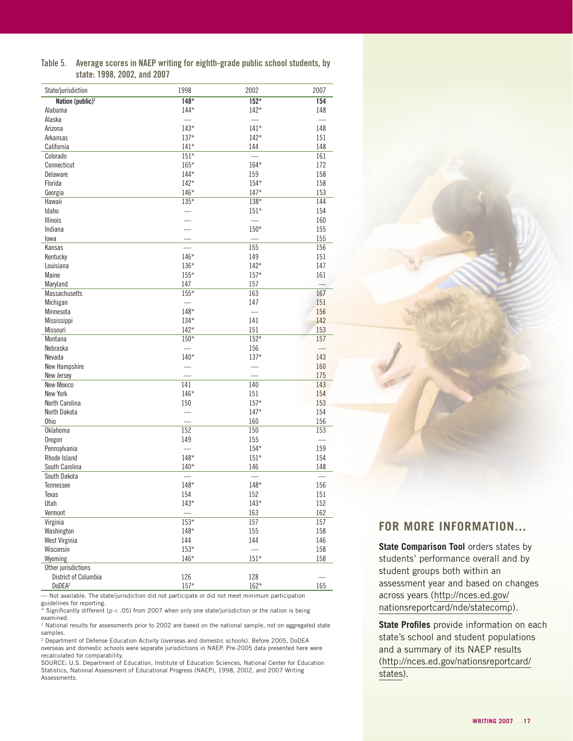Table 5. **Average scores in NAEP writing for eighth-grade public school students, by state: 1998, 2002, and 2007**

| State/jurisdiction | 1998 | 2002 | 2007 |
|---|---|---|---|
| **Nation (public)[1]** | **148*** | **152*** | **154** |
| Alabama | 144* | 142* | 148 |
| Alaska | — | — | — |
| Arizona | 143* | 141* | 148 |
| Arkansas | 137* | 142* | 151 |
| California | 141* | 144 | 148 |
| Colorado | 151* | — | 161 |
| Connecticut | 165* | 164* | 172 |
| Delaware | 144* | 159 | 158 |
| Florida | 142* | 154* | 158 |
| Georgia | 146* | 147* | 153 |
| Hawaii | 135* | 138* | 144 |
| Idaho | — | 151* | 154 |
| Illinois | — | — | 160 |
| Indiana | — | 150* | 155 |
| Iowa | — | — | 155 |
| Kansas | — | 155 | 156 |
| Kentucky | 146* | 149 | 151 |
| Louisiana | 136* | 142* | 147 |
| Maine | 155* | 157* | 161 |
| Maryland | 147 | 157 | — |
| Massachusetts | 155* | 163 | 167 |
| Michigan | — | 147 | 151 |
| Minnesota | 148* | — | 156 |
| Mississippi | 134* | 141 | 142 |
| Missouri | 142* | 151 | 153 |
| Montana | 150* | 152* | 157 |
| Nebraska | — | 156 | — |
| Nevada | 140* | 137* | 143 |
| New Hampshire | — | — | 160 |
| New Jersey | — | — | 175 |
| New Mexico | 141 | 140 | 143 |
| New York | 146* | 151 | 154 |
| North Carolina | 150 | 157* | 153 |
| North Dakota | — | 147* | 154 |
| Ohio | — | 160 | 156 |
| Oklahoma | 152 | 150 | 153 |
| Oregon | 149 | 155 | — |
| Pennsylvania | — | 154* | 159 |
| Rhode Island | 148* | 151* | 154 |
| South Carolina | 140* | 146 | 148 |
| South Dakota | — | — | — |
| Tennessee | 148* | 148* | 156 |
| Texas | 154 | 152 | 151 |
| Utah | 143* | 143* | 152 |
| Vermont | — | 163 | 162 |
| Virginia | 153* | 157 | 157 |
| Washington | 148* | 155 | 158 |
| West Virginia | 144 | 144 | 146 |
| Wisconsin | 153* | — | 158 |
| Wyoming | 146* | 151* | 158 |
| Other jurisdictions | | | |
| District of Columbia | 126 | 128 | — |
| DoDEA[2] | 157* | 162* | 165 |

— Not available. The state/jurisdiction did not participate or did not meet minimum participation guidelines for reporting.

* Significantly different ($p < .05$) from 2007 when only one state/jurisdiction or the nation is being examined.

[1] National results for assessments prior to 2002 are based on the national sample, not on aggregated state samples.

[2] Department of Defense Education Activity (overseas and domestic schools). Before 2005, DoDEA overseas and domestic schools were separate jurisdictions in NAEP. Pre-2005 data presented here were recalculated for comparability.

SOURCE: U.S. Department of Education, Institute of Education Sciences, National Center for Education Statistics, National Assessment of Educational Progress (NAEP), 1998, 2002, and 2007 Writing Assessments.

## FOR MORE INFORMATION...

**State Comparison Tool** orders states by students' performance overall and by student groups both within an assessment year and based on changes across years (http://nces.ed.gov/nationsreportcard/nde/statecomp).

**State Profiles** provide information on each state's school and student populations and a summary of its NAEP results (http://nces.ed.gov/nationsreportcard/states).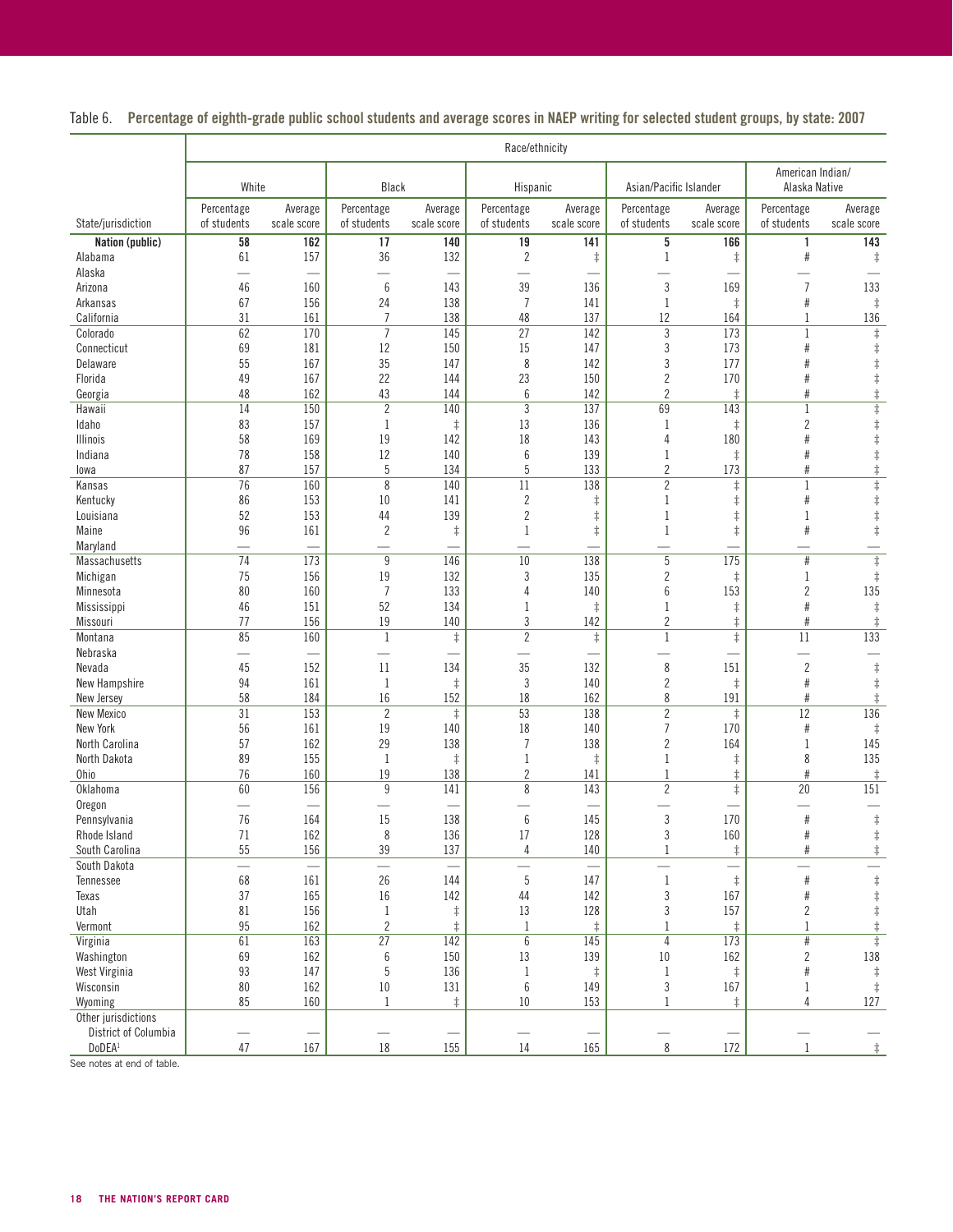Table 6. **Percentage of eighth-grade public school students and average scores in NAEP writing for selected student groups, by state: 2007**

| State/jurisdiction | Race/ethnicity | | | | | | | | | |
|---|---|---|---|---|---|---|---|---|---|---|
| | White | | Black | | Hispanic | | Asian/Pacific Islander | | American Indian/ Alaska Native | |
| | Percentage of students | Average scale score | Percentage of students | Average scale score | Percentage of students | Average scale score | Percentage of students | Average scale score | Percentage of students | Average scale score |
| **Nation (public)** | **58** | **162** | **17** | **140** | **19** | **141** | **5** | **166** | **1** | **143** |
| Alabama | 61 | 157 | 36 | 132 | 2 | ‡ | 1 | ‡ | # | ‡ |
| Alaska | — | — | — | — | — | — | — | — | — | — |
| Arizona | 46 | 160 | 6 | 143 | 39 | 136 | 3 | 169 | 7 | 133 |
| Arkansas | 67 | 156 | 24 | 138 | 7 | 141 | 1 | ‡ | # | ‡ |
| California | 31 | 161 | 7 | 138 | 48 | 137 | 12 | 164 | 1 | 136 |
| Colorado | 62 | 170 | 7 | 145 | 27 | 142 | 3 | 173 | 1 | ‡ |
| Connecticut | 69 | 181 | 12 | 150 | 15 | 147 | 3 | 173 | # | ‡ |
| Delaware | 55 | 167 | 35 | 147 | 8 | 142 | 3 | 177 | # | ‡ |
| Florida | 49 | 167 | 22 | 144 | 23 | 150 | 2 | 170 | # | ‡ |
| Georgia | 48 | 162 | 43 | 144 | 6 | 142 | 2 | ‡ | # | ‡ |
| Hawaii | 14 | 150 | 2 | 140 | 3 | 137 | 69 | 143 | 1 | ‡ |
| Idaho | 83 | 157 | 1 | ‡ | 13 | 136 | 1 | ‡ | 2 | ‡ |
| Illinois | 58 | 169 | 19 | 142 | 18 | 143 | 4 | 180 | # | ‡ |
| Indiana | 78 | 158 | 12 | 140 | 6 | 139 | 1 | ‡ | # | ‡ |
| Iowa | 87 | 157 | 5 | 134 | 5 | 133 | 2 | 173 | # | ‡ |
| Kansas | 76 | 160 | 8 | 140 | 11 | 138 | 2 | ‡ | 1 | ‡ |
| Kentucky | 86 | 153 | 10 | 141 | 2 | ‡ | 1 | ‡ | # | ‡ |
| Louisiana | 52 | 153 | 44 | 139 | 2 | ‡ | 1 | ‡ | 1 | ‡ |
| Maine | 96 | 161 | 2 | ‡ | 1 | ‡ | 1 | ‡ | # | ‡ |
| Maryland | — | — | — | — | — | — | — | — | — | — |
| Massachusetts | 74 | 173 | 9 | 146 | 10 | 138 | 5 | 175 | # | ‡ |
| Michigan | 75 | 156 | 19 | 132 | 3 | 135 | 2 | ‡ | 1 | ‡ |
| Minnesota | 80 | 160 | 7 | 133 | 4 | 140 | 6 | 153 | 2 | 135 |
| Mississippi | 46 | 151 | 52 | 134 | 1 | ‡ | 1 | ‡ | # | ‡ |
| Missouri | 77 | 156 | 19 | 140 | 3 | 142 | 2 | ‡ | # | ‡ |
| Montana | 85 | 160 | 1 | ‡ | 2 | ‡ | 1 | ‡ | 11 | 133 |
| Nebraska | — | — | — | — | — | — | — | — | — | — |
| Nevada | 45 | 152 | 11 | 134 | 35 | 132 | 8 | 151 | 2 | ‡ |
| New Hampshire | 94 | 161 | 1 | ‡ | 3 | 140 | 2 | ‡ | # | ‡ |
| New Jersey | 58 | 184 | 16 | 152 | 18 | 162 | 8 | 191 | # | ‡ |
| New Mexico | 31 | 153 | 2 | ‡ | 53 | 138 | 2 | ‡ | 12 | 136 |
| New York | 56 | 161 | 19 | 140 | 18 | 140 | 7 | 170 | # | ‡ |
| North Carolina | 57 | 162 | 29 | 138 | 7 | 138 | 2 | 164 | 1 | 145 |
| North Dakota | 89 | 155 | 1 | ‡ | 1 | ‡ | 1 | ‡ | 8 | 135 |
| Ohio | 76 | 160 | 19 | 138 | 2 | 141 | 1 | ‡ | # | ‡ |
| Oklahoma | 60 | 156 | 9 | 141 | 8 | 143 | 2 | ‡ | 20 | 151 |
| Oregon | — | — | — | — | — | — | — | — | — | — |
| Pennsylvania | 76 | 164 | 15 | 138 | 6 | 145 | 3 | 170 | # | ‡ |
| Rhode Island | 71 | 162 | 8 | 136 | 17 | 128 | 3 | 160 | # | ‡ |
| South Carolina | 55 | 156 | 39 | 137 | 4 | 140 | 1 | ‡ | # | ‡ |
| South Dakota | — | — | — | — | — | — | — | — | — | — |
| Tennessee | 68 | 161 | 26 | 144 | 5 | 147 | 1 | ‡ | # | ‡ |
| Texas | 37 | 165 | 16 | 142 | 44 | 142 | 3 | 167 | # | ‡ |
| Utah | 81 | 156 | 1 | ‡ | 13 | 128 | 3 | 157 | 2 | ‡ |
| Vermont | 95 | 162 | 2 | ‡ | 1 | ‡ | 1 | ‡ | 1 | ‡ |
| Virginia | 61 | 163 | 27 | 142 | 6 | 145 | 4 | 173 | # | ‡ |
| Washington | 69 | 162 | 6 | 150 | 13 | 139 | 10 | 162 | 2 | 138 |
| West Virginia | 93 | 147 | 5 | 136 | 1 | ‡ | 1 | ‡ | # | ‡ |
| Wisconsin | 80 | 162 | 10 | 131 | 6 | 149 | 3 | 167 | 1 | ‡ |
| Wyoming | 85 | 160 | 1 | ‡ | 10 | 153 | 1 | ‡ | 4 | 127 |
| Other jurisdictions | | | | | | | | | | |
| District of Columbia | — | — | — | — | — | — | — | — | — | — |
| DoDEA[1] | 47 | 167 | 18 | 155 | 14 | 165 | 8 | 172 | 1 | ‡ |

See notes at end of table.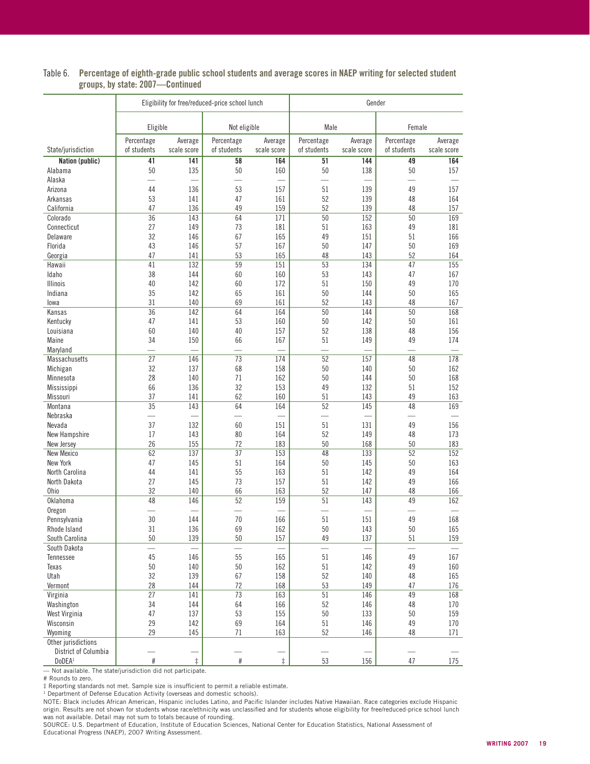Table 6. **Percentage of eighth-grade public school students and average scores in NAEP writing for selected student groups, by state: 2007—Continued**

| State/jurisdiction | Eligibility for free/reduced-price school lunch | | | | Gender | | | |
|---|---|---|---|---|---|---|---|---|
| | Eligible | | Not eligible | | Male | | Female | |
| | Percentage of students | Average scale score | Percentage of students | Average scale score | Percentage of students | Average scale score | Percentage of students | Average scale score |
| **Nation (public)** | **41** | **141** | **58** | **164** | **51** | **144** | **49** | **164** |
| Alabama | 50 | 135 | 50 | 160 | 50 | 138 | 50 | 157 |
| Alaska | — | — | — | — | — | — | — | — |
| Arizona | 44 | 136 | 53 | 157 | 51 | 139 | 49 | 157 |
| Arkansas | 53 | 141 | 47 | 161 | 52 | 139 | 48 | 164 |
| California | 47 | 136 | 49 | 159 | 52 | 139 | 48 | 157 |
| Colorado | 36 | 143 | 64 | 171 | 50 | 152 | 50 | 169 |
| Connecticut | 27 | 149 | 73 | 181 | 51 | 163 | 49 | 181 |
| Delaware | 32 | 146 | 67 | 165 | 49 | 151 | 51 | 166 |
| Florida | 43 | 146 | 57 | 167 | 50 | 147 | 50 | 169 |
| Georgia | 47 | 141 | 53 | 165 | 48 | 143 | 52 | 164 |
| Hawaii | 41 | 132 | 59 | 151 | 53 | 134 | 47 | 155 |
| Idaho | 38 | 144 | 60 | 160 | 53 | 143 | 47 | 167 |
| Illinois | 40 | 142 | 60 | 172 | 51 | 150 | 49 | 170 |
| Indiana | 35 | 142 | 65 | 161 | 50 | 144 | 50 | 165 |
| Iowa | 31 | 140 | 69 | 161 | 52 | 143 | 48 | 167 |
| Kansas | 36 | 142 | 64 | 164 | 50 | 144 | 50 | 168 |
| Kentucky | 47 | 141 | 53 | 160 | 50 | 142 | 50 | 161 |
| Louisiana | 60 | 140 | 40 | 157 | 52 | 138 | 48 | 156 |
| Maine | 34 | 150 | 66 | 167 | 51 | 149 | 49 | 174 |
| Maryland | — | — | — | — | — | — | — | — |
| Massachusetts | 27 | 146 | 73 | 174 | 52 | 157 | 48 | 178 |
| Michigan | 32 | 137 | 68 | 158 | 50 | 140 | 50 | 162 |
| Minnesota | 28 | 140 | 71 | 162 | 50 | 144 | 50 | 168 |
| Mississippi | 66 | 136 | 32 | 153 | 49 | 132 | 51 | 152 |
| Missouri | 37 | 141 | 62 | 160 | 51 | 143 | 49 | 163 |
| Montana | 35 | 143 | 64 | 164 | 52 | 145 | 48 | 169 |
| Nebraska | — | — | — | — | — | — | — | — |
| Nevada | 37 | 132 | 60 | 151 | 51 | 131 | 49 | 156 |
| New Hampshire | 17 | 143 | 80 | 164 | 52 | 149 | 48 | 173 |
| New Jersey | 26 | 155 | 72 | 183 | 50 | 168 | 50 | 183 |
| New Mexico | 62 | 137 | 37 | 153 | 48 | 133 | 52 | 152 |
| New York | 47 | 145 | 51 | 164 | 50 | 145 | 50 | 163 |
| North Carolina | 44 | 141 | 55 | 163 | 51 | 142 | 49 | 164 |
| North Dakota | 27 | 145 | 73 | 157 | 51 | 142 | 49 | 166 |
| Ohio | 32 | 140 | 66 | 163 | 52 | 147 | 48 | 166 |
| Oklahoma | 48 | 146 | 52 | 159 | 51 | 143 | 49 | 162 |
| Oregon | — | — | — | — | — | — | — | — |
| Pennsylvania | 30 | 144 | 70 | 166 | 51 | 151 | 49 | 168 |
| Rhode Island | 31 | 136 | 69 | 162 | 50 | 143 | 50 | 165 |
| South Carolina | 50 | 139 | 50 | 157 | 49 | 137 | 51 | 159 |
| South Dakota | — | — | — | — | — | — | — | — |
| Tennessee | 45 | 146 | 55 | 165 | 51 | 146 | 49 | 167 |
| Texas | 50 | 140 | 50 | 162 | 51 | 142 | 49 | 160 |
| Utah | 32 | 139 | 67 | 158 | 52 | 140 | 48 | 165 |
| Vermont | 28 | 144 | 72 | 168 | 53 | 149 | 47 | 176 |
| Virginia | 27 | 141 | 73 | 163 | 51 | 146 | 49 | 168 |
| Washington | 34 | 144 | 64 | 166 | 52 | 146 | 48 | 170 |
| West Virginia | 47 | 137 | 53 | 155 | 50 | 133 | 50 | 159 |
| Wisconsin | 29 | 142 | 69 | 164 | 51 | 146 | 49 | 170 |
| Wyoming | 29 | 145 | 71 | 163 | 52 | 146 | 48 | 171 |
| Other jurisdictions | | | | | | | | |
| District of Columbia | — | — | — | — | — | — | — | — |
| DoDEA[1] | # | ‡ | # | ‡ | 53 | 156 | 47 | 175 |

— Not available. The state/jurisdiction did not participate.

# Rounds to zero.

‡ Reporting standards not met. Sample size is insufficient to permit a reliable estimate.

[1] Department of Defense Education Activity (overseas and domestic schools).

NOTE: Black includes African American, Hispanic includes Latino, and Pacific Islander includes Native Hawaiian. Race categories exclude Hispanic origin. Results are not shown for students whose race/ethnicity was unclassified and for students whose eligibility for free/reduced-price school lunch was not available. Detail may not sum to totals because of rounding.

SOURCE: U.S. Department of Education, Institute of Education Sciences, National Center for Education Statistics, National Assessment of Educational Progress (NAEP), 2007 Writing Assessment.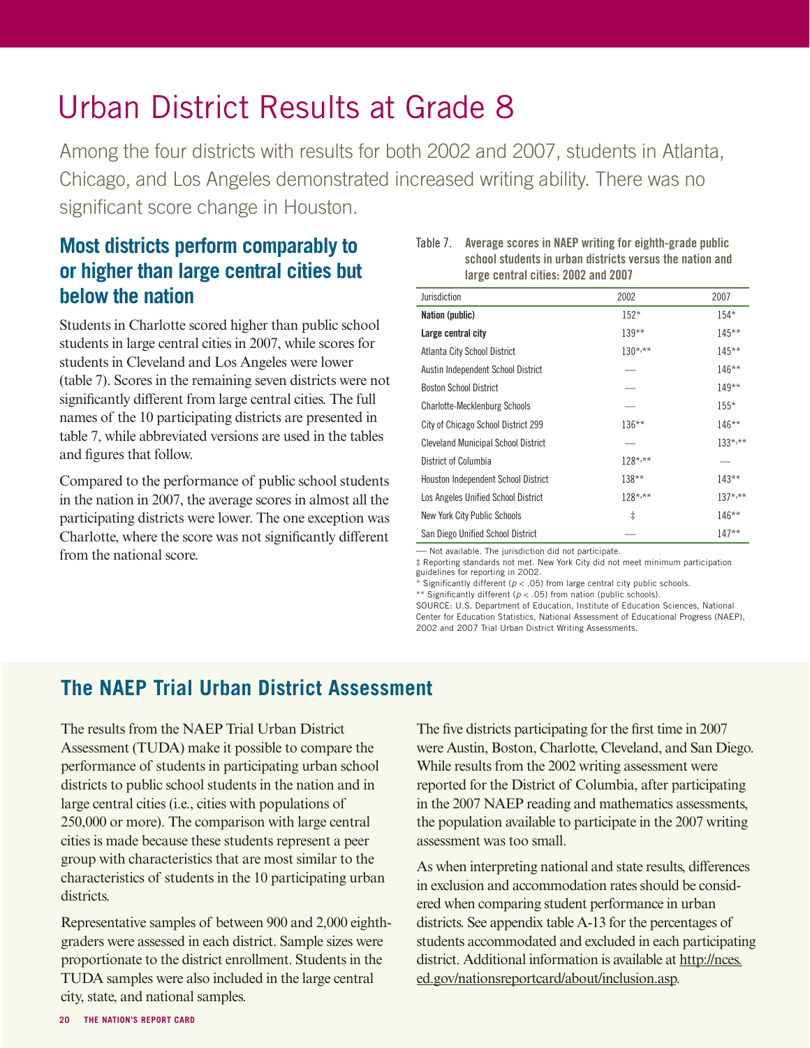# Urban District Results at Grade 8

Among the four districts with results for both 2002 and 2007, students in Atlanta, Chicago, and Los Angeles demonstrated increased writing ability. There was no significant score change in Houston.

## Most districts perform comparably to or higher than large central cities but below the nation

Students in Charlotte scored higher than public school students in large central cities in 2007, while scores for students in Cleveland and Los Angeles were lower (table 7). Scores in the remaining seven districts were not significantly different from large central cities. The full names of the 10 participating districts are presented in table 7, while abbreviated versions are used in the tables and figures that follow.

Compared to the performance of public school students in the nation in 2007, the average scores in almost all the participating districts were lower. The one exception was Charlotte, where the score was not significantly different from the national score.

Table 7. **Average scores in NAEP writing for eighth-grade public school students in urban districts versus the nation and large central cities: 2002 and 2007**

| Jurisdiction | 2002 | 2007 |
|---|---|---|
| **Nation (public)** | 152* | 154* |
| **Large central city** | 139** | 145** |
| Atlanta City School District | 130*,** | 145** |
| Austin Independent School District | — | 146** |
| Boston School District | — | 149** |
| Charlotte-Mecklenburg Schools | — | 155* |
| City of Chicago School District 299 | 136** | 146** |
| Cleveland Municipal School District | — | 133*,** |
| District of Columbia | 128*,** | — |
| Houston Independent School District | 138** | 143** |
| Los Angeles Unified School District | 128*,** | 137*,** |
| New York City Public Schools | ‡ | 146** |
| San Diego Unified School District | — | 147** |

— Not available. The jurisdiction did not participate.
‡ Reporting standards not met. New York City did not meet minimum participation guidelines for reporting in 2002.
* Significantly different ($p < .05$) from large central city public schools.
** Significantly different ($p < .05$) from nation (public schools).
SOURCE: U.S. Department of Education, Institute of Education Sciences, National Center for Education Statistics, National Assessment of Educational Progress (NAEP), 2002 and 2007 Trial Urban District Writing Assessments.

## The NAEP Trial Urban District Assessment

The results from the NAEP Trial Urban District Assessment (TUDA) make it possible to compare the performance of students in participating urban school districts to public school students in the nation and in large central cities (i.e., cities with populations of 250,000 or more). The comparison with large central cities is made because these students represent a peer group with characteristics that are most similar to the characteristics of students in the 10 participating urban districts.

Representative samples of between 900 and 2,000 eighth-graders were assessed in each district. Sample sizes were proportionate to the district enrollment. Students in the TUDA samples were also included in the large central city, state, and national samples.

The five districts participating for the first time in 2007 were Austin, Boston, Charlotte, Cleveland, and San Diego. While results from the 2002 writing assessment were reported for the District of Columbia, after participating in the 2007 NAEP reading and mathematics assessments, the population available to participate in the 2007 writing assessment was too small.

As when interpreting national and state results, differences in exclusion and accommodation rates should be considered when comparing student performance in urban districts. See appendix table A-13 for the percentages of students accommodated and excluded in each participating district. Additional information is available at http://nces.ed.gov/nationsreportcard/about/inclusion.asp.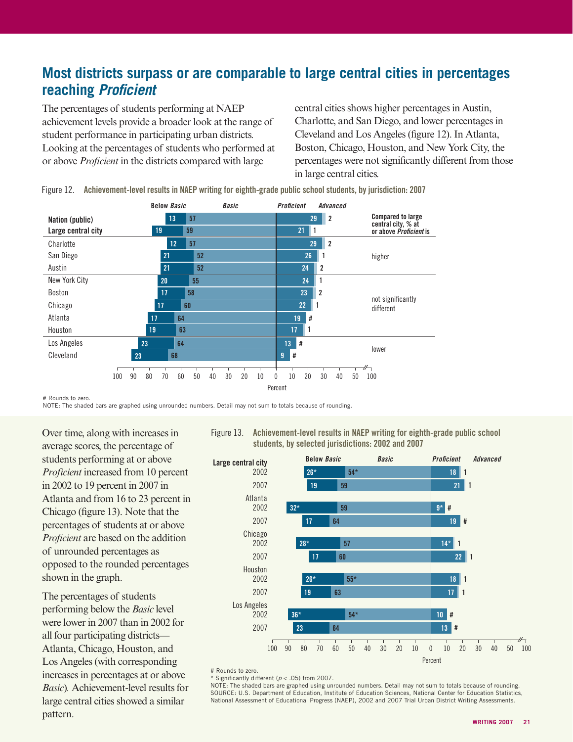## Most districts surpass or are comparable to large central cities in percentages reaching *Proficient*

The percentages of students performing at NAEP achievement levels provide a broader look at the range of student performance in participating urban districts. Looking at the percentages of students who performed at or above *Proficient* in the districts compared with large central cities shows higher percentages in Austin, Charlotte, and San Diego, and lower percentages in Cleveland and Los Angeles (figure 12). In Atlanta, Boston, Chicago, Houston, and New York City, the percentages were not significantly different from those in large central cities.

Figure 12. **Achievement-level results in NAEP writing for eighth-grade public school students, by jurisdiction: 2007**

| Jurisdiction | Below *Basic* | *Basic* | *Proficient* | *Advanced* | Compared to large central city, % at or above *Proficient* is |
|---|---|---|---|---|---|
| Nation (public) | 13 | 57 | 29 | 2 | |
| Large central city | 19 | 59 | 21 | 1 | |
| Charlotte | 12 | 57 | 29 | 2 | higher |
| San Diego | 21 | 52 | 26 | 1 | higher |
| Austin | 21 | 52 | 24 | 2 | higher |
| New York City | 20 | 55 | 24 | 1 | not significantly different |
| Boston | 17 | 58 | 23 | 2 | not significantly different |
| Chicago | 17 | 60 | 22 | 1 | not significantly different |
| Atlanta | 17 | 64 | 19 | # | not significantly different |
| Houston | 19 | 63 | 17 | 1 | not significantly different |
| Los Angeles | 23 | 64 | 13 | # | lower |
| Cleveland | 23 | 68 | 9 | # | lower |

\# Rounds to zero.
NOTE: The shaded bars are graphed using unrounded numbers. Detail may not sum to totals because of rounding.

Over time, along with increases in average scores, the percentage of students performing at or above *Proficient* increased from 10 percent in 2002 to 19 percent in 2007 in Atlanta and from 16 to 23 percent in Chicago (figure 13). Note that the percentages of students at or above *Proficient* are based on the addition of unrounded percentages as opposed to the rounded percentages shown in the graph.

The percentages of students performing below the *Basic* level were lower in 2007 than in 2002 for all four participating districts—Atlanta, Chicago, Houston, and Los Angeles (with corresponding increases in percentages at or above *Basic*). Achievement-level results for large central cities showed a similar pattern.

Figure 13. **Achievement-level results in NAEP writing for eighth-grade public school students, by selected jurisdictions: 2002 and 2007**

| Jurisdiction | Year | Below *Basic* | *Basic* | *Proficient* | *Advanced* |
|---|---|---|---|---|---|
| Large central city | 2002 | 26* | 54* | 18 | 1 |
| | 2007 | 19 | 59 | 21 | 1 |
| Atlanta | 2002 | 32* | 59 | 9* | # |
| | 2007 | 17 | 64 | 19 | # |
| Chicago | 2002 | 28* | 57 | 14* | 1 |
| | 2007 | 17 | 60 | 22 | 1 |
| Houston | 2002 | 26* | 55* | 18 | 1 |
| | 2007 | 19 | 63 | 17 | 1 |
| Los Angeles | 2002 | 36* | 54* | 10 | # |
| | 2007 | 23 | 64 | 13 | # |

\# Rounds to zero.
\* Significantly different ($p < .05$) from 2007.
NOTE: The shaded bars are graphed using unrounded numbers. Detail may not sum to totals because of rounding.
SOURCE: U.S. Department of Education, Institute of Education Sciences, National Center for Education Statistics, National Assessment of Educational Progress (NAEP), 2002 and 2007 Trial Urban District Writing Assessments.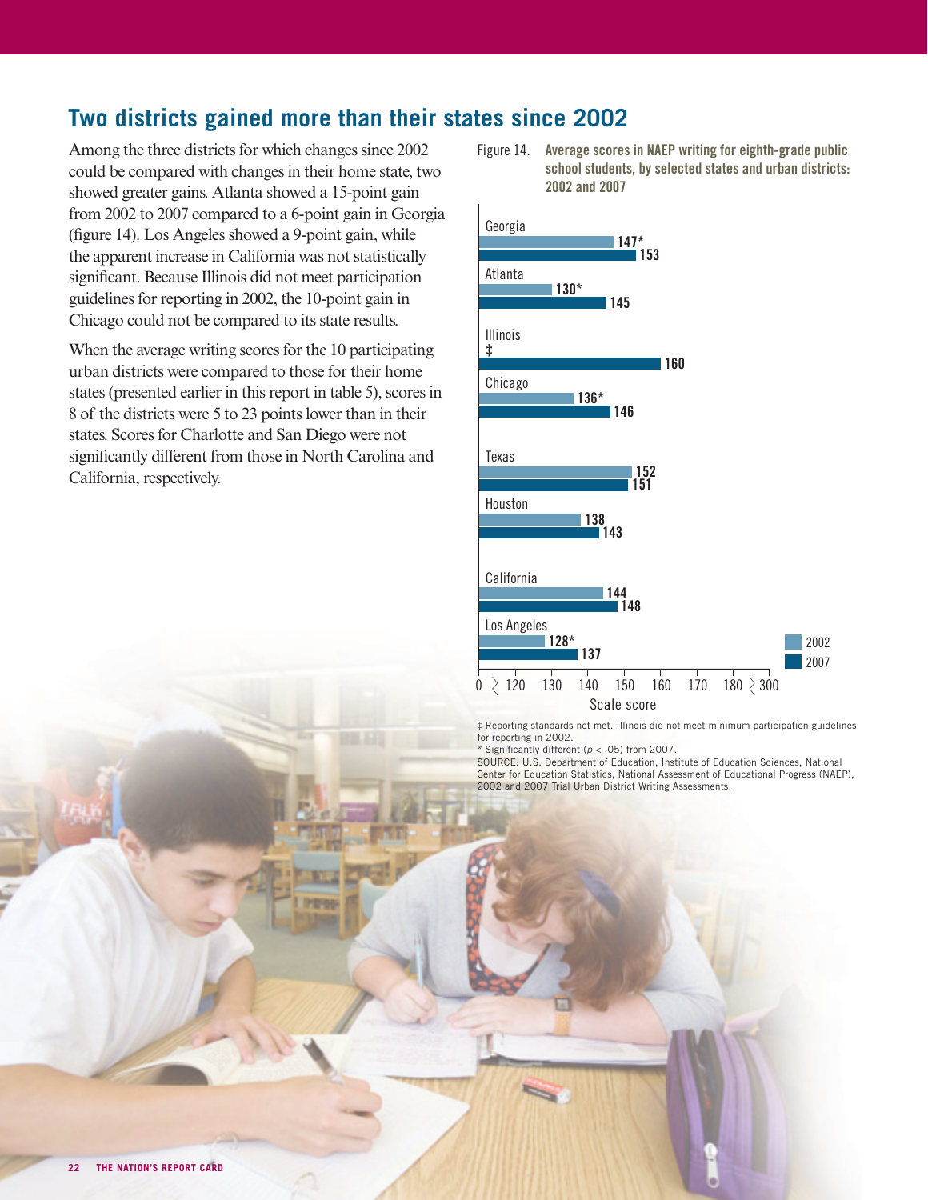## Two districts gained more than their states since 2002

Among the three districts for which changes since 2002 could be compared with changes in their home state, two showed greater gains. Atlanta showed a 15-point gain from 2002 to 2007 compared to a 6-point gain in Georgia (figure 14). Los Angeles showed a 9-point gain, while the apparent increase in California was not statistically significant. Because Illinois did not meet participation guidelines for reporting in 2002, the 10-point gain in Chicago could not be compared to its state results.

When the average writing scores for the 10 participating urban districts were compared to those for their home states (presented earlier in this report in table 5), scores in 8 of the districts were 5 to 23 points lower than in their states. Scores for Charlotte and San Diego were not significantly different from those in North Carolina and California, respectively.

Figure 14. **Average scores in NAEP writing for eighth-grade public school students, by selected states and urban districts: 2002 and 2007**

| State/district | 2002 | 2007 |
|---|---|---|
| Georgia | 147* | 153 |
| Atlanta | 130* | 145 |
| Illinois | ‡ | 160 |
| Chicago | 136* | 146 |
| Texas | 152 | 151 |
| Houston | 138 | 143 |
| California | 144 | 148 |
| Los Angeles | 128* | 137 |

‡ Reporting standards not met. Illinois did not meet minimum participation guidelines for reporting in 2002.
\* Significantly different ($p < .05$) from 2007.
SOURCE: U.S. Department of Education, Institute of Education Sciences, National Center for Education Statistics, National Assessment of Educational Progress (NAEP), 2002 and 2007 Trial Urban District Writing Assessments.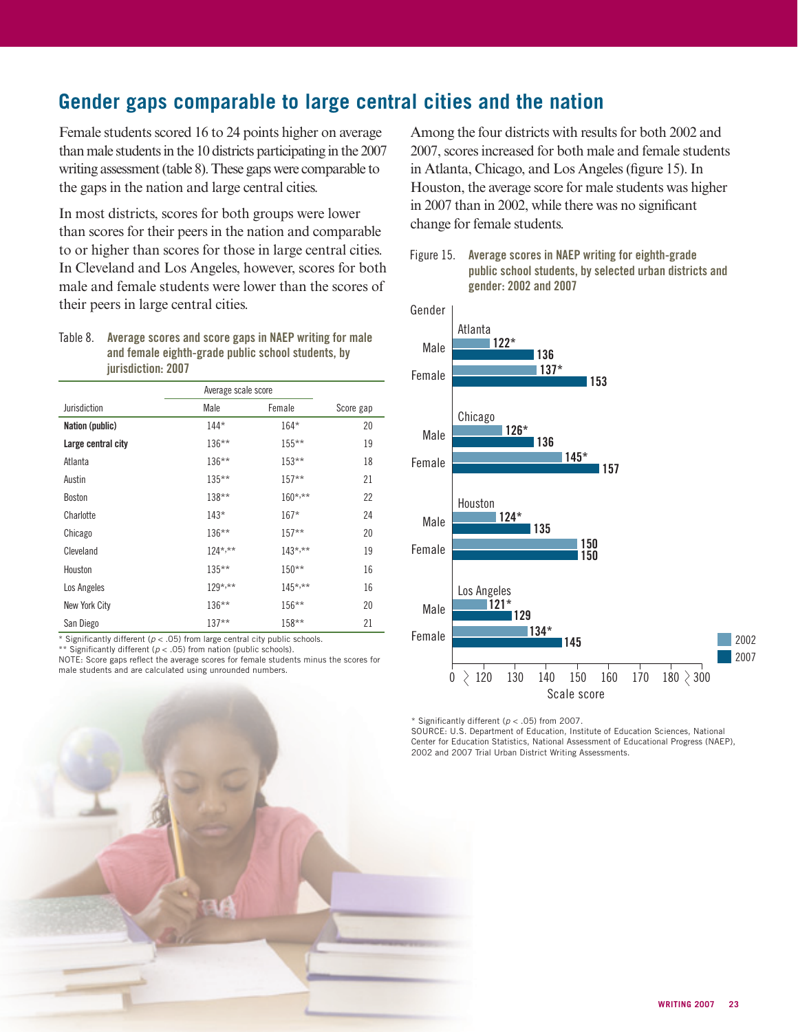## Gender gaps comparable to large central cities and the nation

Female students scored 16 to 24 points higher on average than male students in the 10 districts participating in the 2007 writing assessment (table 8). These gaps were comparable to the gaps in the nation and large central cities.

In most districts, scores for both groups were lower than scores for their peers in the nation and comparable to or higher than scores for those in large central cities. In Cleveland and Los Angeles, however, scores for both male and female students were lower than the scores of their peers in large central cities.

Table 8. **Average scores and score gaps in NAEP writing for male and female eighth-grade public school students, by jurisdiction: 2007**

| | Average scale score | | |
|---|---|---|---|
| Jurisdiction | Male | Female | Score gap |
| **Nation (public)** | 144* | 164* | 20 |
| **Large central city** | 136** | 155** | 19 |
| Atlanta | 136** | 153** | 18 |
| Austin | 135** | 157** | 21 |
| Boston | 138** | 160*,** | 22 |
| Charlotte | 143* | 167* | 24 |
| Chicago | 136** | 157** | 20 |
| Cleveland | 124*,** | 143*,** | 19 |
| Houston | 135** | 150** | 16 |
| Los Angeles | 129*,** | 145*,** | 16 |
| New York City | 136** | 156** | 20 |
| San Diego | 137** | 158** | 21 |

\* Significantly different ($p < .05$) from large central city public schools.
\*\* Significantly different ($p < .05$) from nation (public schools).
NOTE: Score gaps reflect the average scores for female students minus the scores for male students and are calculated using unrounded numbers.

Among the four districts with results for both 2002 and 2007, scores increased for both male and female students in Atlanta, Chicago, and Los Angeles (figure 15). In Houston, the average score for male students was higher in 2007 than in 2002, while there was no significant change for female students.

Figure 15. **Average scores in NAEP writing for eighth-grade public school students, by selected urban districts and gender: 2002 and 2007**

| District | Gender | 2002 | 2007 |
|---|---|---|---|
| Atlanta | Male | 122* | 136 |
| Atlanta | Female | 137* | 153 |
| Chicago | Male | 126* | 136 |
| Chicago | Female | 145* | 157 |
| Houston | Male | 124* | 135 |
| Houston | Female | 150 | 150 |
| Los Angeles | Male | 121* | 129 |
| Los Angeles | Female | 134* | 145 |

\* Significantly different ($p < .05$) from 2007.
SOURCE: U.S. Department of Education, Institute of Education Sciences, National Center for Education Statistics, National Assessment of Educational Progress (NAEP), 2002 and 2007 Trial Urban District Writing Assessments.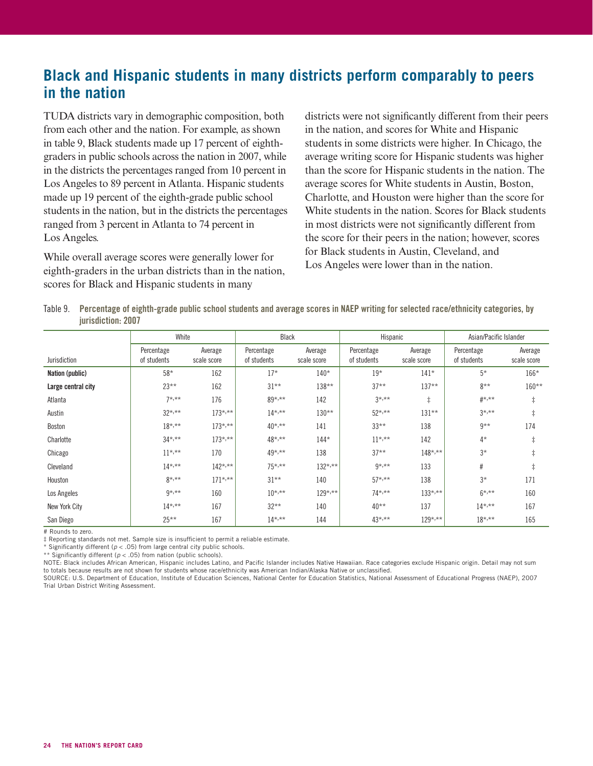## Black and Hispanic students in many districts perform comparably to peers in the nation

TUDA districts vary in demographic composition, both from each other and the nation. For example, as shown in table 9, Black students made up 17 percent of eighth-graders in public schools across the nation in 2007, while in the districts the percentages ranged from 10 percent in Los Angeles to 89 percent in Atlanta. Hispanic students made up 19 percent of the eighth-grade public school students in the nation, but in the districts the percentages ranged from 3 percent in Atlanta to 74 percent in Los Angeles.

While overall average scores were generally lower for eighth-graders in the urban districts than in the nation, scores for Black and Hispanic students in many districts were not significantly different from their peers in the nation, and scores for White and Hispanic students in some districts were higher. In Chicago, the average writing score for Hispanic students was higher than the score for Hispanic students in the nation. The average scores for White students in Austin, Boston, Charlotte, and Houston were higher than the score for White students in the nation. Scores for Black students in most districts were not significantly different from the score for their peers in the nation; however, scores for Black students in Austin, Cleveland, and Los Angeles were lower than in the nation.

Table 9. **Percentage of eighth-grade public school students and average scores in NAEP writing for selected race/ethnicity categories, by jurisdiction: 2007**

| | White | | Black | | Hispanic | | Asian/Pacific Islander | |
|---|---|---|---|---|---|---|---|---|
| Jurisdiction | Percentage of students | Average scale score | Percentage of students | Average scale score | Percentage of students | Average scale score | Percentage of students | Average scale score |
| **Nation (public)** | 58* | 162 | 17* | 140* | 19* | 141* | 5* | 166* |
| **Large central city** | 23** | 162 | 31** | 138** | 37** | 137** | 8** | 160** |
| Atlanta | 7*,** | 176 | 89*,** | 142 | 3*,** | ‡ | #*,** | ‡ |
| Austin | 32*,** | 173*,** | 14*,** | 130** | 52*,** | 131** | 3*,** | ‡ |
| Boston | 18*,** | 173*,** | 40*,** | 141 | 33** | 138 | 9** | 174 |
| Charlotte | 34*,** | 173*,** | 48*,** | 144* | 11*,** | 142 | 4* | ‡ |
| Chicago | 11*,** | 170 | 49*,** | 138 | 37** | 148*,** | 3* | ‡ |
| Cleveland | 14*,** | 142*,** | 75*,** | 132*,** | 9*,** | 133 | # | ‡ |
| Houston | 8*,** | 171*,** | 31** | 140 | 57*,** | 138 | 3* | 171 |
| Los Angeles | 9*,** | 160 | 10*,** | 129*,** | 74*,** | 133*,** | 6*,** | 160 |
| New York City | 14*,** | 167 | 32** | 140 | 40** | 137 | 14*,** | 167 |
| San Diego | 25** | 167 | 14*,** | 144 | 43*,** | 129*,** | 18*,** | 165 |

# Rounds to zero.

‡ Reporting standards not met. Sample size is insufficient to permit a reliable estimate.

\* Significantly different ($p < .05$) from large central city public schools.

\*\* Significantly different ($p < .05$) from nation (public schools).

NOTE: Black includes African American, Hispanic includes Latino, and Pacific Islander includes Native Hawaiian. Race categories exclude Hispanic origin. Detail may not sum to totals because results are not shown for students whose race/ethnicity was American Indian/Alaska Native or unclassified.

SOURCE: U.S. Department of Education, Institute of Education Sciences, National Center for Education Statistics, National Assessment of Educational Progress (NAEP), 2007 Trial Urban District Writing Assessment.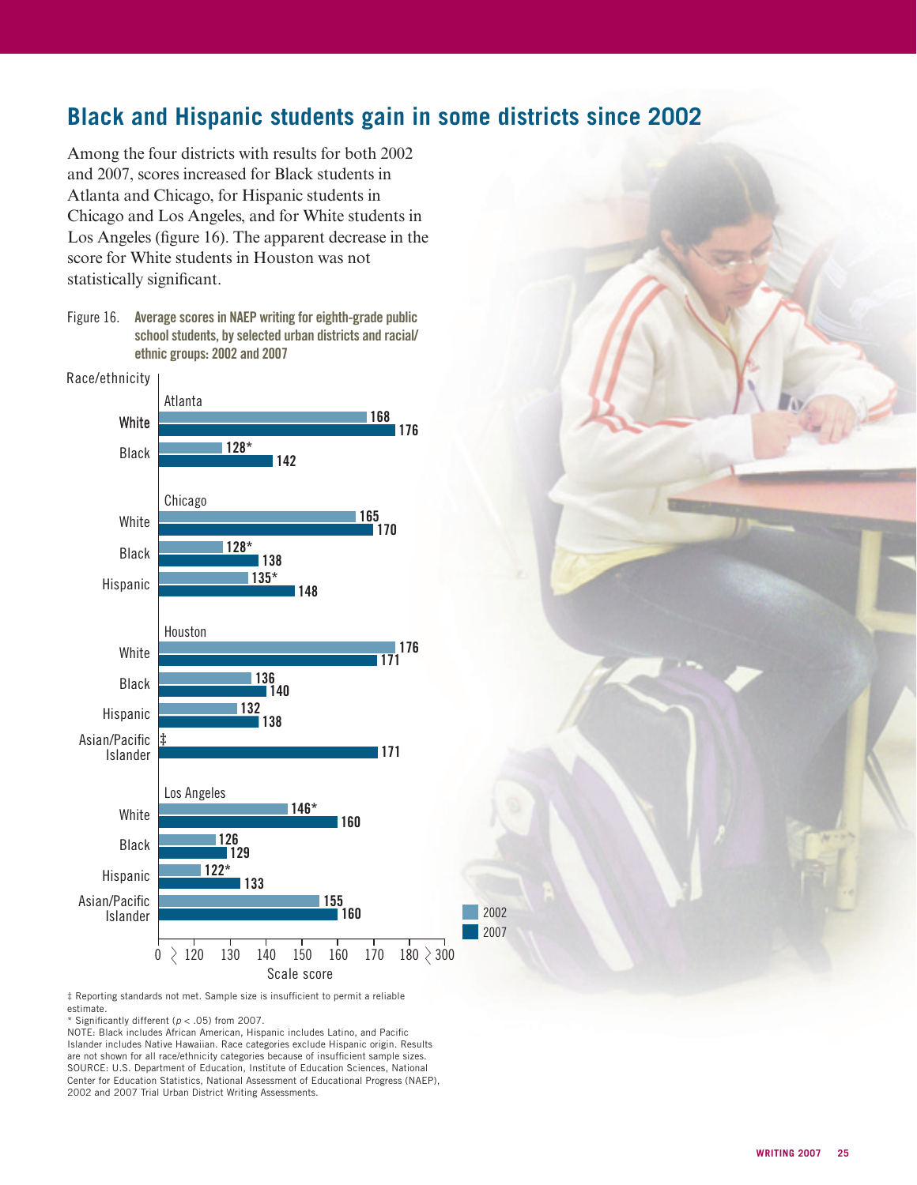## Black and Hispanic students gain in some districts since 2002

Among the four districts with results for both 2002 and 2007, scores increased for Black students in Atlanta and Chicago, for Hispanic students in Chicago and Los Angeles, and for White students in Los Angeles (figure 16). The apparent decrease in the score for White students in Houston was not statistically significant.

Figure 16. **Average scores in NAEP writing for eighth-grade public school students, by selected urban districts and racial/ethnic groups: 2002 and 2007**

| District | Race/ethnicity | 2002 | 2007 |
|---|---|---|---|
| Atlanta | White | 168 | 176 |
| | Black | 128* | 142 |
| Chicago | White | 165 | 170 |
| | Black | 128* | 138 |
| | Hispanic | 135* | 148 |
| Houston | White | 176 | 171 |
| | Black | 136 | 140 |
| | Hispanic | 132 | 138 |
| | Asian/Pacific Islander | ‡ | 171 |
| Los Angeles | White | 146* | 160 |
| | Black | 126 | 129 |
| | Hispanic | 122* | 133 |
| | Asian/Pacific Islander | 155 | 160 |

‡ Reporting standards not met. Sample size is insufficient to permit a reliable estimate.

\* Significantly different ($p < .05$) from 2007.

NOTE: Black includes African American, Hispanic includes Latino, and Pacific Islander includes Native Hawaiian. Race categories exclude Hispanic origin. Results are not shown for all race/ethnicity categories because of insufficient sample sizes.

SOURCE: U.S. Department of Education, Institute of Education Sciences, National Center for Education Statistics, National Assessment of Educational Progress (NAEP), 2002 and 2007 Trial Urban District Writing Assessments.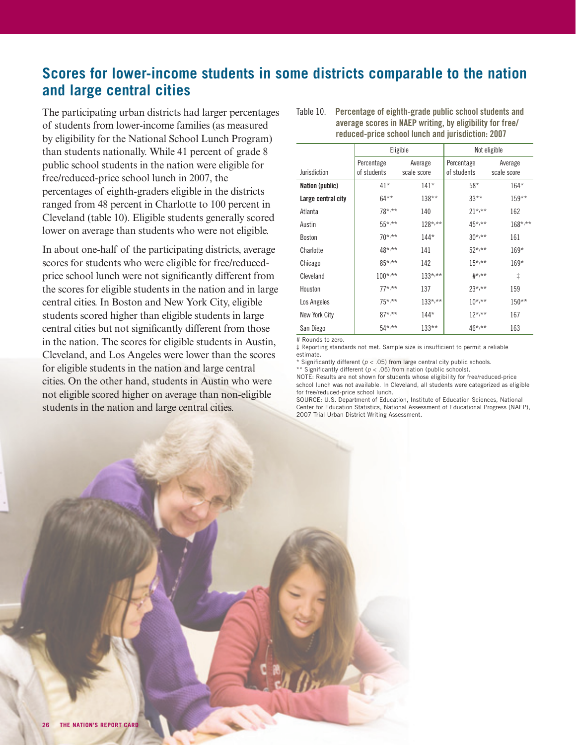## Scores for lower-income students in some districts comparable to the nation and large central cities

The participating urban districts had larger percentages of students from lower-income families (as measured by eligibility for the National School Lunch Program) than students nationally. While 41 percent of grade 8 public school students in the nation were eligible for free/reduced-price school lunch in 2007, the percentages of eighth-graders eligible in the districts ranged from 48 percent in Charlotte to 100 percent in Cleveland (table 10). Eligible students generally scored lower on average than students who were not eligible.

In about one-half of the participating districts, average scores for students who were eligible for free/reduced-price school lunch were not significantly different from the scores for eligible students in the nation and in large central cities. In Boston and New York City, eligible students scored higher than eligible students in large central cities but not significantly different from those in the nation. The scores for eligible students in Austin, Cleveland, and Los Angeles were lower than the scores for eligible students in the nation and large central cities. On the other hand, students in Austin who were not eligible scored higher on average than non-eligible students in the nation and large central cities.

Table 10. **Percentage of eighth-grade public school students and average scores in NAEP writing, by eligibility for free/reduced-price school lunch and jurisdiction: 2007**

| | Eligible | | Not eligible | |
|---|---|---|---|---|
| Jurisdiction | Percentage of students | Average scale score | Percentage of students | Average scale score |
| **Nation (public)** | 41* | 141* | 58* | 164* |
| **Large central city** | 64** | 138** | 33** | 159** |
| Atlanta | 78*,** | 140 | 21*,** | 162 |
| Austin | 55*,** | 128*,** | 45*,** | 168*,** |
| Boston | 70*,** | 144* | 30*,** | 161 |
| Charlotte | 48*,** | 141 | 52*,** | 169* |
| Chicago | 85*,** | 142 | 15*,** | 169* |
| Cleveland | 100*,** | 133*,** | #*,** | ‡ |
| Houston | 77*,** | 137 | 23*,** | 159 |
| Los Angeles | 75*,** | 133*,** | 10*,** | 150** |
| New York City | 87*,** | 144* | 12*,** | 167 |
| San Diego | 54*,** | 133** | 46*,** | 163 |

# Rounds to zero.
‡ Reporting standards not met. Sample size is insufficient to permit a reliable estimate.
* Significantly different ($p < .05$) from large central city public schools.
** Significantly different ($p < .05$) from nation (public schools).
NOTE: Results are not shown for students whose eligibility for free/reduced-price school lunch was not available. In Cleveland, all students were categorized as eligible for free/reduced-price school lunch.
SOURCE: U.S. Department of Education, Institute of Education Sciences, National Center for Education Statistics, National Assessment of Educational Progress (NAEP), 2007 Trial Urban District Writing Assessment.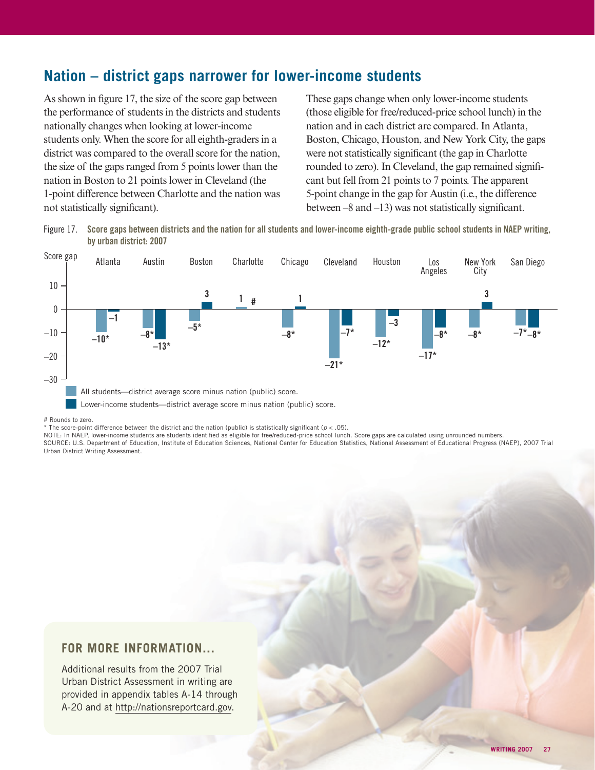## Nation – district gaps narrower for lower-income students

As shown in figure 17, the size of the score gap between the performance of students in the districts and students nationally changes when looking at lower-income students only. When the score for all eighth-graders in a district was compared to the overall score for the nation, the size of the gaps ranged from 5 points lower than the nation in Boston to 21 points lower in Cleveland (the 1-point difference between Charlotte and the nation was not statistically significant).

These gaps change when only lower-income students (those eligible for free/reduced-price school lunch) in the nation and in each district are compared. In Atlanta, Boston, Chicago, Houston, and New York City, the gaps were not statistically significant (the gap in Charlotte rounded to zero). In Cleveland, the gap remained significant but fell from 21 points to 7 points. The apparent 5-point change in the gap for Austin (i.e., the difference between –8 and –13) was not statistically significant.

Figure 17. **Score gaps between districts and the nation for all students and lower-income eighth-grade public school students in NAEP writing, by urban district: 2007**

Score gap

10
0
–10
–20
–30

Atlanta: –10* –1
Austin: –8* –13*
Boston: –5* 3
Charlotte: 1 #
Chicago: –8* 1
Cleveland: –21* –7*
Houston: –12* –3
Los Angeles: –17* –8*
New York City: –8* 3
San Diego: –7* –8*

All students—district average score minus nation (public) score.
Lower-income students—district average score minus nation (public) score.

\# Rounds to zero.
\* The score-point difference between the district and the nation (public) is statistically significant ($p < .05$).
NOTE: In NAEP, lower-income students are students identified as eligible for free/reduced-price school lunch. Score gaps are calculated using unrounded numbers.
SOURCE: U.S. Department of Education, Institute of Education Sciences, National Center for Education Statistics, National Assessment of Educational Progress (NAEP), 2007 Trial Urban District Writing Assessment.

### FOR MORE INFORMATION...

Additional results from the 2007 Trial Urban District Assessment in writing are provided in appendix tables A-14 through A-20 and at http://nationsreportcard.gov.